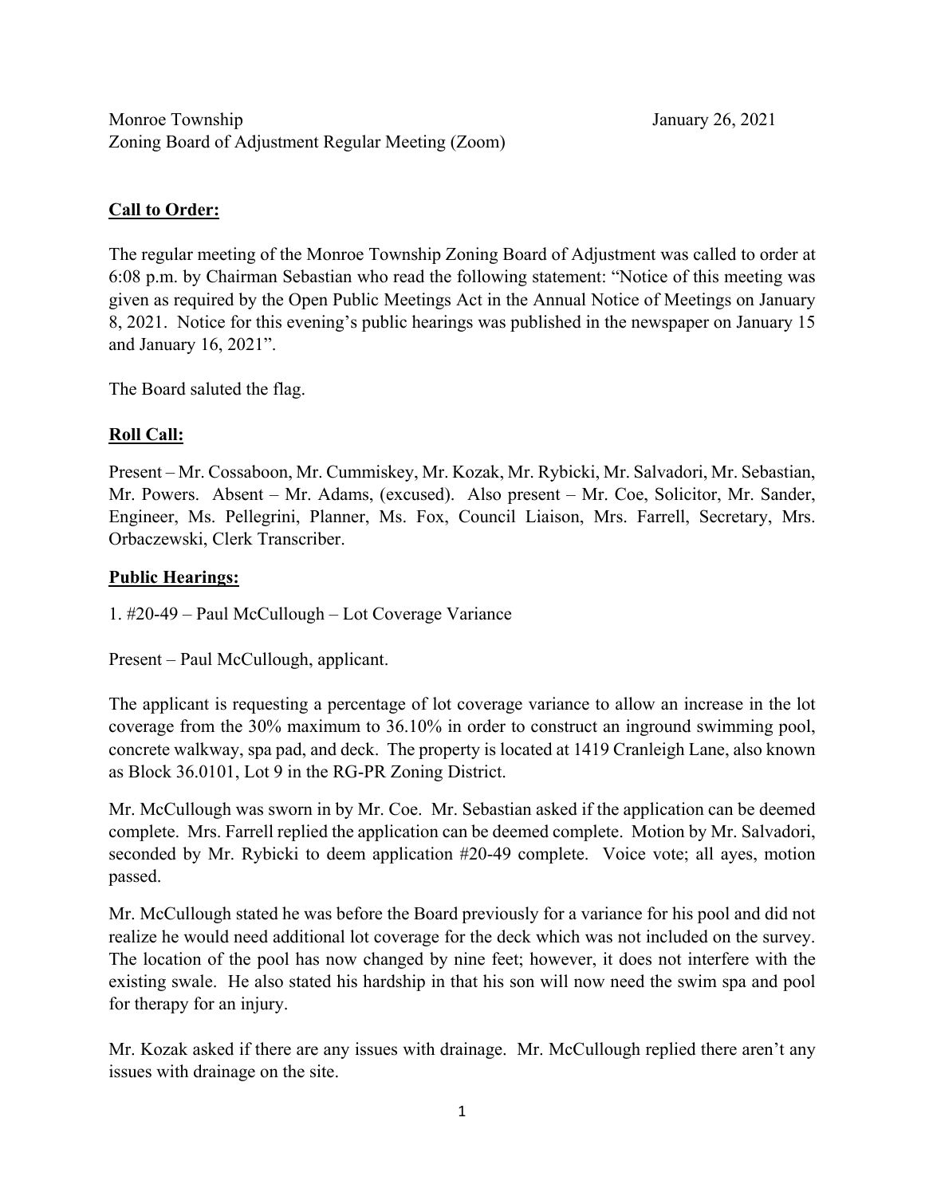Monroe Township January 26, 2021
Zoning Board of Adjustment Regular Meeting (Zoom)

**Call to Order:**

The regular meeting of the Monroe Township Zoning Board of Adjustment was called to order at 6:08 p.m. by Chairman Sebastian who read the following statement: "Notice of this meeting was given as required by the Open Public Meetings Act in the Annual Notice of Meetings on January 8, 2021. Notice for this evening's public hearings was published in the newspaper on January 15 and January 16, 2021".

The Board saluted the flag.

**Roll Call:**

Present – Mr. Cossaboon, Mr. Cummiskey, Mr. Kozak, Mr. Rybicki, Mr. Salvadori, Mr. Sebastian, Mr. Powers. Absent – Mr. Adams, (excused). Also present – Mr. Coe, Solicitor, Mr. Sander, Engineer, Ms. Pellegrini, Planner, Ms. Fox, Council Liaison, Mrs. Farrell, Secretary, Mrs. Orbaczewski, Clerk Transcriber.

**Public Hearings:**

1. #20-49 – Paul McCullough – Lot Coverage Variance

Present – Paul McCullough, applicant.

The applicant is requesting a percentage of lot coverage variance to allow an increase in the lot coverage from the 30% maximum to 36.10% in order to construct an inground swimming pool, concrete walkway, spa pad, and deck. The property is located at 1419 Cranleigh Lane, also known as Block 36.0101, Lot 9 in the RG-PR Zoning District.

Mr. McCullough was sworn in by Mr. Coe. Mr. Sebastian asked if the application can be deemed complete. Mrs. Farrell replied the application can be deemed complete. Motion by Mr. Salvadori, seconded by Mr. Rybicki to deem application #20-49 complete. Voice vote; all ayes, motion passed.

Mr. McCullough stated he was before the Board previously for a variance for his pool and did not realize he would need additional lot coverage for the deck which was not included on the survey. The location of the pool has now changed by nine feet; however, it does not interfere with the existing swale. He also stated his hardship in that his son will now need the swim spa and pool for therapy for an injury.

Mr. Kozak asked if there are any issues with drainage. Mr. McCullough replied there aren't any issues with drainage on the site.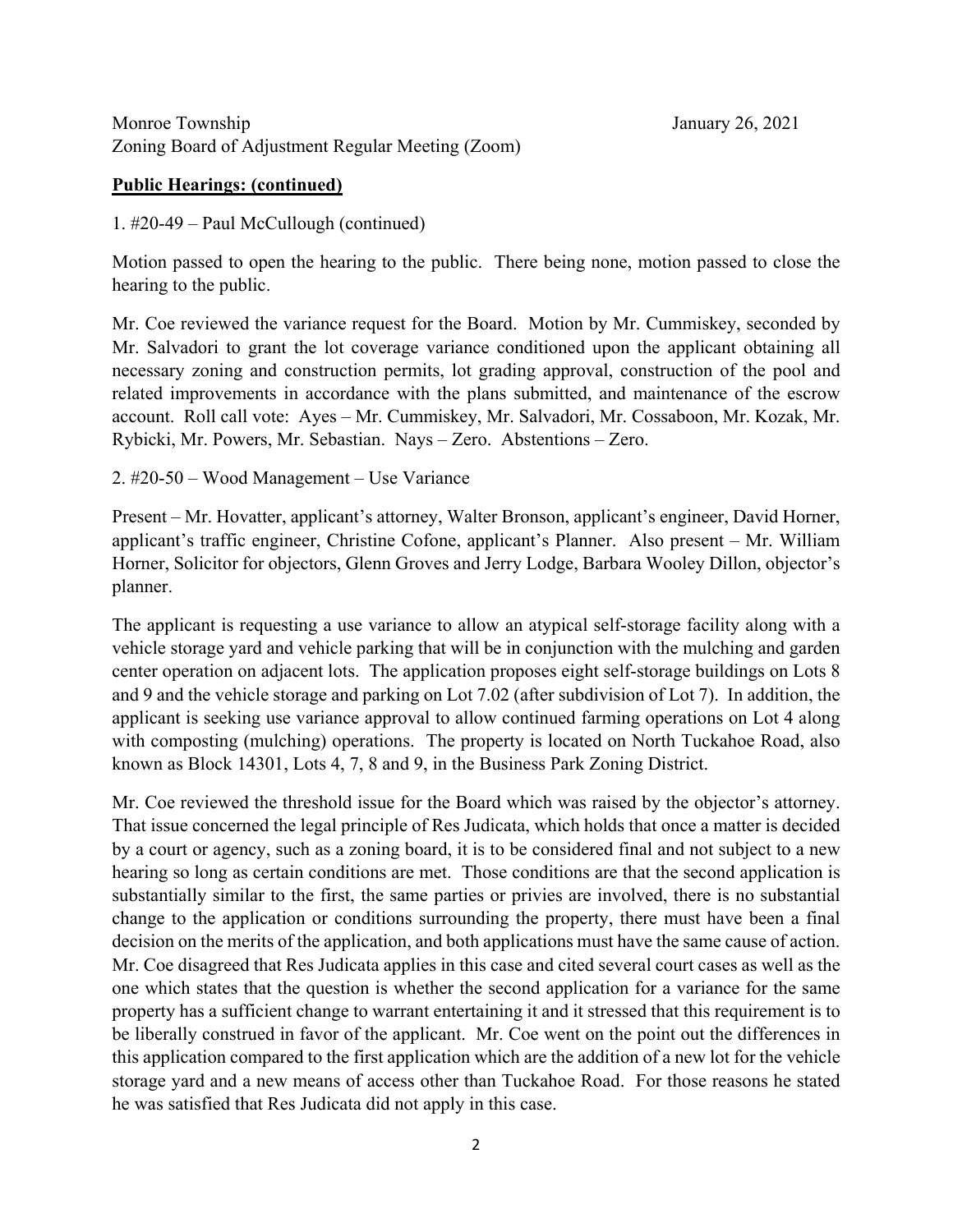Monroe Township January 26, 2021
Zoning Board of Adjustment Regular Meeting (Zoom)

**Public Hearings: (continued)**

1. #20-49 – Paul McCullough (continued)

Motion passed to open the hearing to the public. There being none, motion passed to close the hearing to the public.

Mr. Coe reviewed the variance request for the Board. Motion by Mr. Cummiskey, seconded by Mr. Salvadori to grant the lot coverage variance conditioned upon the applicant obtaining all necessary zoning and construction permits, lot grading approval, construction of the pool and related improvements in accordance with the plans submitted, and maintenance of the escrow account. Roll call vote: Ayes – Mr. Cummiskey, Mr. Salvadori, Mr. Cossaboon, Mr. Kozak, Mr. Rybicki, Mr. Powers, Mr. Sebastian. Nays – Zero. Abstentions – Zero.

2. #20-50 – Wood Management – Use Variance

Present – Mr. Hovatter, applicant's attorney, Walter Bronson, applicant's engineer, David Horner, applicant's traffic engineer, Christine Cofone, applicant's Planner. Also present – Mr. William Horner, Solicitor for objectors, Glenn Groves and Jerry Lodge, Barbara Wooley Dillon, objector's planner.

The applicant is requesting a use variance to allow an atypical self-storage facility along with a vehicle storage yard and vehicle parking that will be in conjunction with the mulching and garden center operation on adjacent lots. The application proposes eight self-storage buildings on Lots 8 and 9 and the vehicle storage and parking on Lot 7.02 (after subdivision of Lot 7). In addition, the applicant is seeking use variance approval to allow continued farming operations on Lot 4 along with composting (mulching) operations. The property is located on North Tuckahoe Road, also known as Block 14301, Lots 4, 7, 8 and 9, in the Business Park Zoning District.

Mr. Coe reviewed the threshold issue for the Board which was raised by the objector's attorney. That issue concerned the legal principle of Res Judicata, which holds that once a matter is decided by a court or agency, such as a zoning board, it is to be considered final and not subject to a new hearing so long as certain conditions are met. Those conditions are that the second application is substantially similar to the first, the same parties or privies are involved, there is no substantial change to the application or conditions surrounding the property, there must have been a final decision on the merits of the application, and both applications must have the same cause of action. Mr. Coe disagreed that Res Judicata applies in this case and cited several court cases as well as the one which states that the question is whether the second application for a variance for the same property has a sufficient change to warrant entertaining it and it stressed that this requirement is to be liberally construed in favor of the applicant. Mr. Coe went on the point out the differences in this application compared to the first application which are the addition of a new lot for the vehicle storage yard and a new means of access other than Tuckahoe Road. For those reasons he stated he was satisfied that Res Judicata did not apply in this case.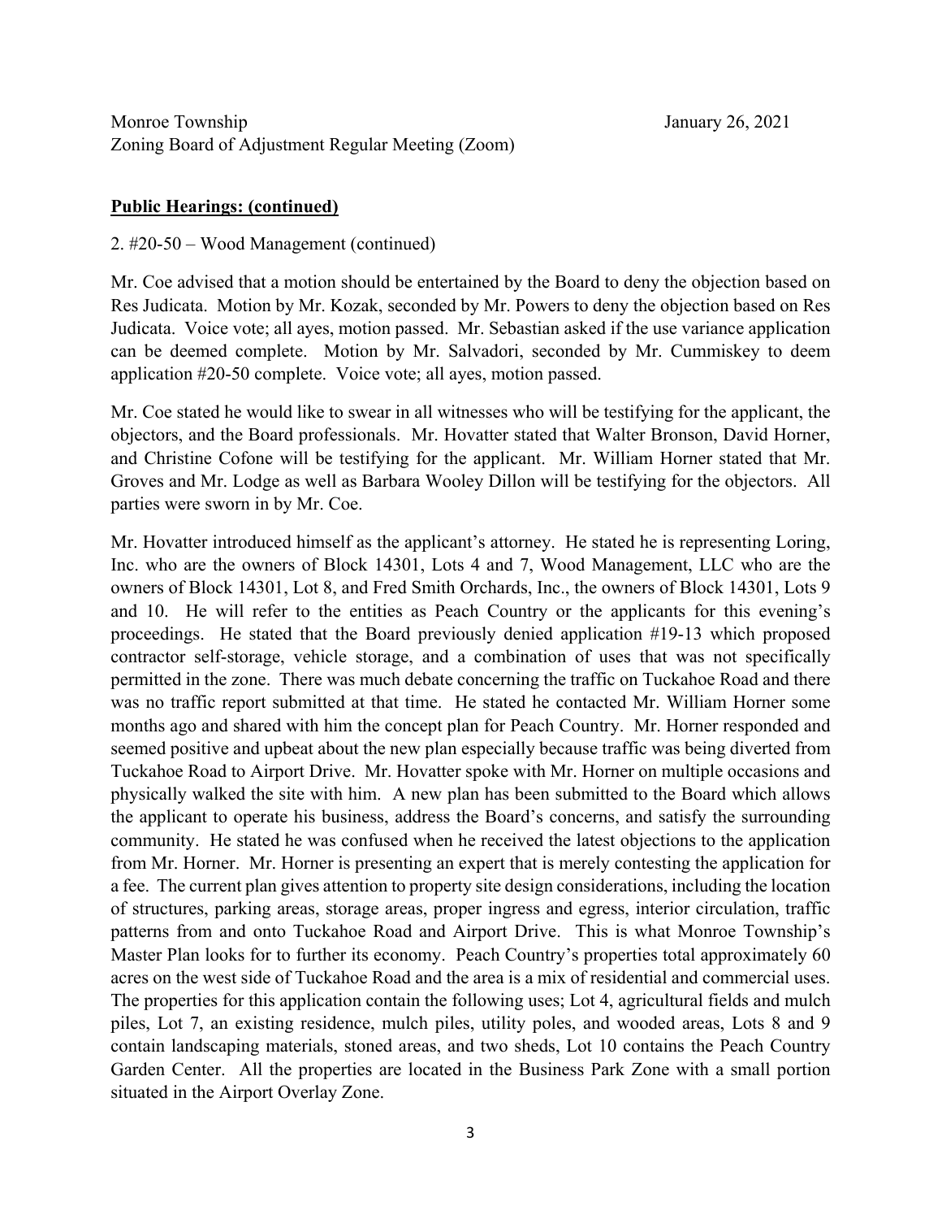Monroe Township January 26, 2021
Zoning Board of Adjustment Regular Meeting (Zoom)

**Public Hearings: (continued)**

2. #20-50 – Wood Management (continued)

Mr. Coe advised that a motion should be entertained by the Board to deny the objection based on Res Judicata. Motion by Mr. Kozak, seconded by Mr. Powers to deny the objection based on Res Judicata. Voice vote; all ayes, motion passed. Mr. Sebastian asked if the use variance application can be deemed complete. Motion by Mr. Salvadori, seconded by Mr. Cummiskey to deem application #20-50 complete. Voice vote; all ayes, motion passed.

Mr. Coe stated he would like to swear in all witnesses who will be testifying for the applicant, the objectors, and the Board professionals. Mr. Hovatter stated that Walter Bronson, David Horner, and Christine Cofone will be testifying for the applicant. Mr. William Horner stated that Mr. Groves and Mr. Lodge as well as Barbara Wooley Dillon will be testifying for the objectors. All parties were sworn in by Mr. Coe.

Mr. Hovatter introduced himself as the applicant's attorney. He stated he is representing Loring, Inc. who are the owners of Block 14301, Lots 4 and 7, Wood Management, LLC who are the owners of Block 14301, Lot 8, and Fred Smith Orchards, Inc., the owners of Block 14301, Lots 9 and 10. He will refer to the entities as Peach Country or the applicants for this evening's proceedings. He stated that the Board previously denied application #19-13 which proposed contractor self-storage, vehicle storage, and a combination of uses that was not specifically permitted in the zone. There was much debate concerning the traffic on Tuckahoe Road and there was no traffic report submitted at that time. He stated he contacted Mr. William Horner some months ago and shared with him the concept plan for Peach Country. Mr. Horner responded and seemed positive and upbeat about the new plan especially because traffic was being diverted from Tuckahoe Road to Airport Drive. Mr. Hovatter spoke with Mr. Horner on multiple occasions and physically walked the site with him. A new plan has been submitted to the Board which allows the applicant to operate his business, address the Board's concerns, and satisfy the surrounding community. He stated he was confused when he received the latest objections to the application from Mr. Horner. Mr. Horner is presenting an expert that is merely contesting the application for a fee. The current plan gives attention to property site design considerations, including the location of structures, parking areas, storage areas, proper ingress and egress, interior circulation, traffic patterns from and onto Tuckahoe Road and Airport Drive. This is what Monroe Township's Master Plan looks for to further its economy. Peach Country's properties total approximately 60 acres on the west side of Tuckahoe Road and the area is a mix of residential and commercial uses. The properties for this application contain the following uses; Lot 4, agricultural fields and mulch piles, Lot 7, an existing residence, mulch piles, utility poles, and wooded areas, Lots 8 and 9 contain landscaping materials, stoned areas, and two sheds, Lot 10 contains the Peach Country Garden Center. All the properties are located in the Business Park Zone with a small portion situated in the Airport Overlay Zone.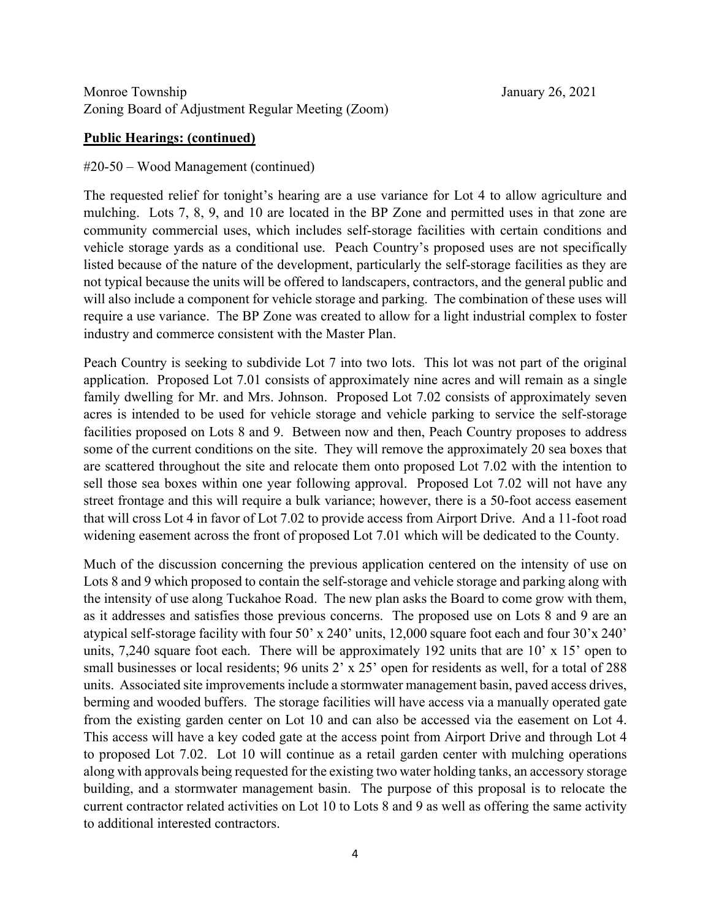Monroe Township January 26, 2021
Zoning Board of Adjustment Regular Meeting (Zoom)

**Public Hearings: (continued)**

#20-50 – Wood Management (continued)

The requested relief for tonight's hearing are a use variance for Lot 4 to allow agriculture and mulching. Lots 7, 8, 9, and 10 are located in the BP Zone and permitted uses in that zone are community commercial uses, which includes self-storage facilities with certain conditions and vehicle storage yards as a conditional use. Peach Country's proposed uses are not specifically listed because of the nature of the development, particularly the self-storage facilities as they are not typical because the units will be offered to landscapers, contractors, and the general public and will also include a component for vehicle storage and parking. The combination of these uses will require a use variance. The BP Zone was created to allow for a light industrial complex to foster industry and commerce consistent with the Master Plan.

Peach Country is seeking to subdivide Lot 7 into two lots. This lot was not part of the original application. Proposed Lot 7.01 consists of approximately nine acres and will remain as a single family dwelling for Mr. and Mrs. Johnson. Proposed Lot 7.02 consists of approximately seven acres is intended to be used for vehicle storage and vehicle parking to service the self-storage facilities proposed on Lots 8 and 9. Between now and then, Peach Country proposes to address some of the current conditions on the site. They will remove the approximately 20 sea boxes that are scattered throughout the site and relocate them onto proposed Lot 7.02 with the intention to sell those sea boxes within one year following approval. Proposed Lot 7.02 will not have any street frontage and this will require a bulk variance; however, there is a 50-foot access easement that will cross Lot 4 in favor of Lot 7.02 to provide access from Airport Drive. And a 11-foot road widening easement across the front of proposed Lot 7.01 which will be dedicated to the County.

Much of the discussion concerning the previous application centered on the intensity of use on Lots 8 and 9 which proposed to contain the self-storage and vehicle storage and parking along with the intensity of use along Tuckahoe Road. The new plan asks the Board to come grow with them, as it addresses and satisfies those previous concerns. The proposed use on Lots 8 and 9 are an atypical self-storage facility with four 50' x 240' units, 12,000 square foot each and four 30'x 240' units, 7,240 square foot each. There will be approximately 192 units that are 10' x 15' open to small businesses or local residents; 96 units 2' x 25' open for residents as well, for a total of 288 units. Associated site improvements include a stormwater management basin, paved access drives, berming and wooded buffers. The storage facilities will have access via a manually operated gate from the existing garden center on Lot 10 and can also be accessed via the easement on Lot 4. This access will have a key coded gate at the access point from Airport Drive and through Lot 4 to proposed Lot 7.02. Lot 10 will continue as a retail garden center with mulching operations along with approvals being requested for the existing two water holding tanks, an accessory storage building, and a stormwater management basin. The purpose of this proposal is to relocate the current contractor related activities on Lot 10 to Lots 8 and 9 as well as offering the same activity to additional interested contractors.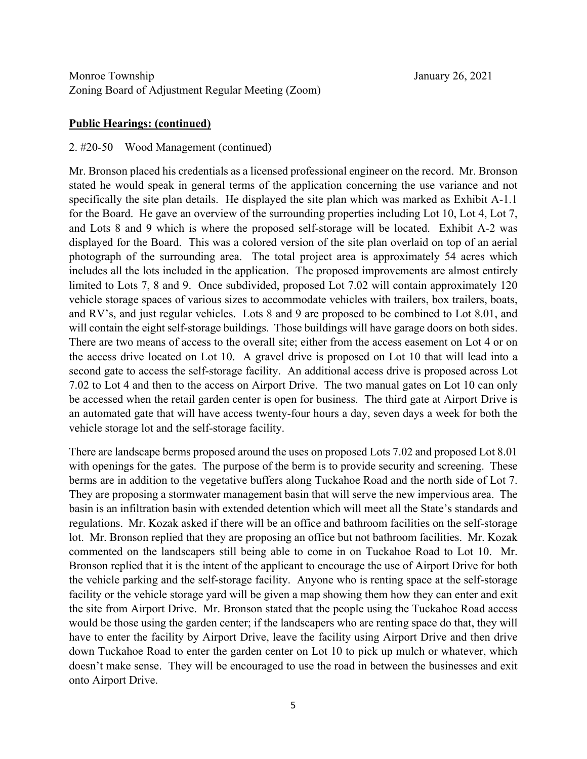Monroe Township January 26, 2021
Zoning Board of Adjustment Regular Meeting (Zoom)

**Public Hearings: (continued)**

2. #20-50 – Wood Management (continued)

Mr. Bronson placed his credentials as a licensed professional engineer on the record. Mr. Bronson stated he would speak in general terms of the application concerning the use variance and not specifically the site plan details. He displayed the site plan which was marked as Exhibit A-1.1 for the Board. He gave an overview of the surrounding properties including Lot 10, Lot 4, Lot 7, and Lots 8 and 9 which is where the proposed self-storage will be located. Exhibit A-2 was displayed for the Board. This was a colored version of the site plan overlaid on top of an aerial photograph of the surrounding area. The total project area is approximately 54 acres which includes all the lots included in the application. The proposed improvements are almost entirely limited to Lots 7, 8 and 9. Once subdivided, proposed Lot 7.02 will contain approximately 120 vehicle storage spaces of various sizes to accommodate vehicles with trailers, box trailers, boats, and RV's, and just regular vehicles. Lots 8 and 9 are proposed to be combined to Lot 8.01, and will contain the eight self-storage buildings. Those buildings will have garage doors on both sides. There are two means of access to the overall site; either from the access easement on Lot 4 or on the access drive located on Lot 10. A gravel drive is proposed on Lot 10 that will lead into a second gate to access the self-storage facility. An additional access drive is proposed across Lot 7.02 to Lot 4 and then to the access on Airport Drive. The two manual gates on Lot 10 can only be accessed when the retail garden center is open for business. The third gate at Airport Drive is an automated gate that will have access twenty-four hours a day, seven days a week for both the vehicle storage lot and the self-storage facility.

There are landscape berms proposed around the uses on proposed Lots 7.02 and proposed Lot 8.01 with openings for the gates. The purpose of the berm is to provide security and screening. These berms are in addition to the vegetative buffers along Tuckahoe Road and the north side of Lot 7. They are proposing a stormwater management basin that will serve the new impervious area. The basin is an infiltration basin with extended detention which will meet all the State's standards and regulations. Mr. Kozak asked if there will be an office and bathroom facilities on the self-storage lot. Mr. Bronson replied that they are proposing an office but not bathroom facilities. Mr. Kozak commented on the landscapers still being able to come in on Tuckahoe Road to Lot 10. Mr. Bronson replied that it is the intent of the applicant to encourage the use of Airport Drive for both the vehicle parking and the self-storage facility. Anyone who is renting space at the self-storage facility or the vehicle storage yard will be given a map showing them how they can enter and exit the site from Airport Drive. Mr. Bronson stated that the people using the Tuckahoe Road access would be those using the garden center; if the landscapers who are renting space do that, they will have to enter the facility by Airport Drive, leave the facility using Airport Drive and then drive down Tuckahoe Road to enter the garden center on Lot 10 to pick up mulch or whatever, which doesn't make sense. They will be encouraged to use the road in between the businesses and exit onto Airport Drive.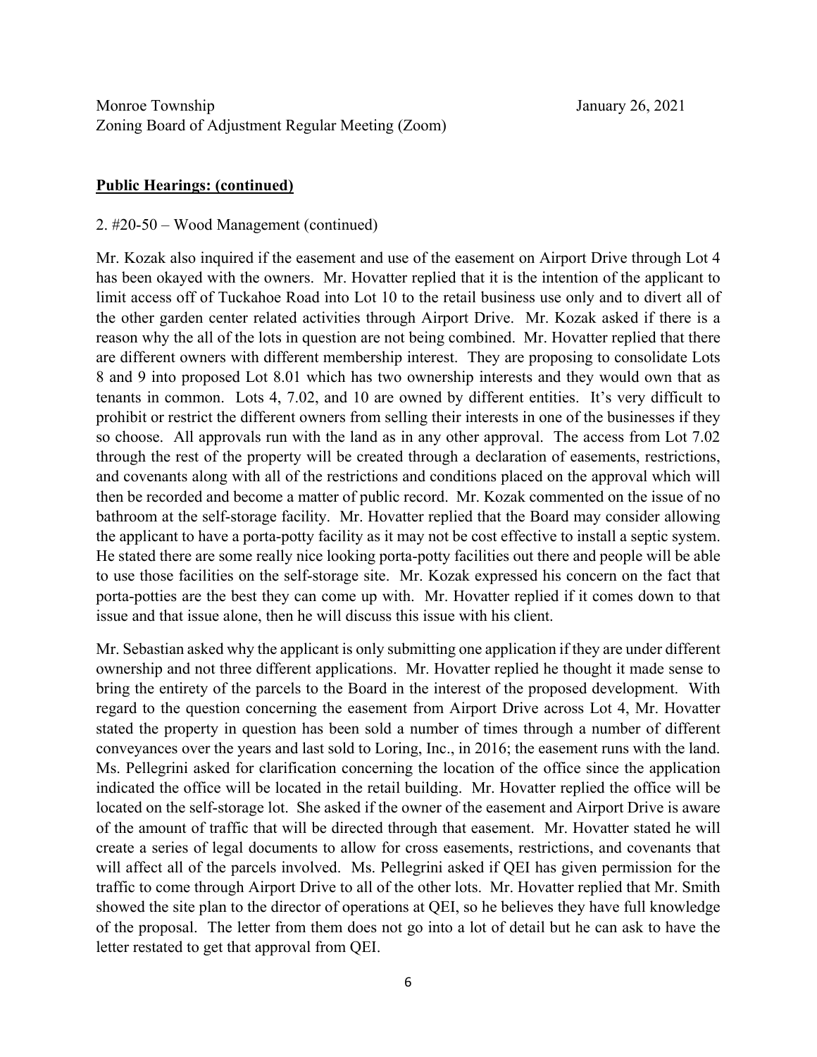Monroe Township January 26, 2021
Zoning Board of Adjustment Regular Meeting (Zoom)

**Public Hearings: (continued)**

2. #20-50 – Wood Management (continued)

Mr. Kozak also inquired if the easement and use of the easement on Airport Drive through Lot 4 has been okayed with the owners. Mr. Hovatter replied that it is the intention of the applicant to limit access off of Tuckahoe Road into Lot 10 to the retail business use only and to divert all of the other garden center related activities through Airport Drive. Mr. Kozak asked if there is a reason why the all of the lots in question are not being combined. Mr. Hovatter replied that there are different owners with different membership interest. They are proposing to consolidate Lots 8 and 9 into proposed Lot 8.01 which has two ownership interests and they would own that as tenants in common. Lots 4, 7.02, and 10 are owned by different entities. It's very difficult to prohibit or restrict the different owners from selling their interests in one of the businesses if they so choose. All approvals run with the land as in any other approval. The access from Lot 7.02 through the rest of the property will be created through a declaration of easements, restrictions, and covenants along with all of the restrictions and conditions placed on the approval which will then be recorded and become a matter of public record. Mr. Kozak commented on the issue of no bathroom at the self-storage facility. Mr. Hovatter replied that the Board may consider allowing the applicant to have a porta-potty facility as it may not be cost effective to install a septic system. He stated there are some really nice looking porta-potty facilities out there and people will be able to use those facilities on the self-storage site. Mr. Kozak expressed his concern on the fact that porta-potties are the best they can come up with. Mr. Hovatter replied if it comes down to that issue and that issue alone, then he will discuss this issue with his client.

Mr. Sebastian asked why the applicant is only submitting one application if they are under different ownership and not three different applications. Mr. Hovatter replied he thought it made sense to bring the entirety of the parcels to the Board in the interest of the proposed development. With regard to the question concerning the easement from Airport Drive across Lot 4, Mr. Hovatter stated the property in question has been sold a number of times through a number of different conveyances over the years and last sold to Loring, Inc., in 2016; the easement runs with the land. Ms. Pellegrini asked for clarification concerning the location of the office since the application indicated the office will be located in the retail building. Mr. Hovatter replied the office will be located on the self-storage lot. She asked if the owner of the easement and Airport Drive is aware of the amount of traffic that will be directed through that easement. Mr. Hovatter stated he will create a series of legal documents to allow for cross easements, restrictions, and covenants that will affect all of the parcels involved. Ms. Pellegrini asked if QEI has given permission for the traffic to come through Airport Drive to all of the other lots. Mr. Hovatter replied that Mr. Smith showed the site plan to the director of operations at QEI, so he believes they have full knowledge of the proposal. The letter from them does not go into a lot of detail but he can ask to have the letter restated to get that approval from QEI.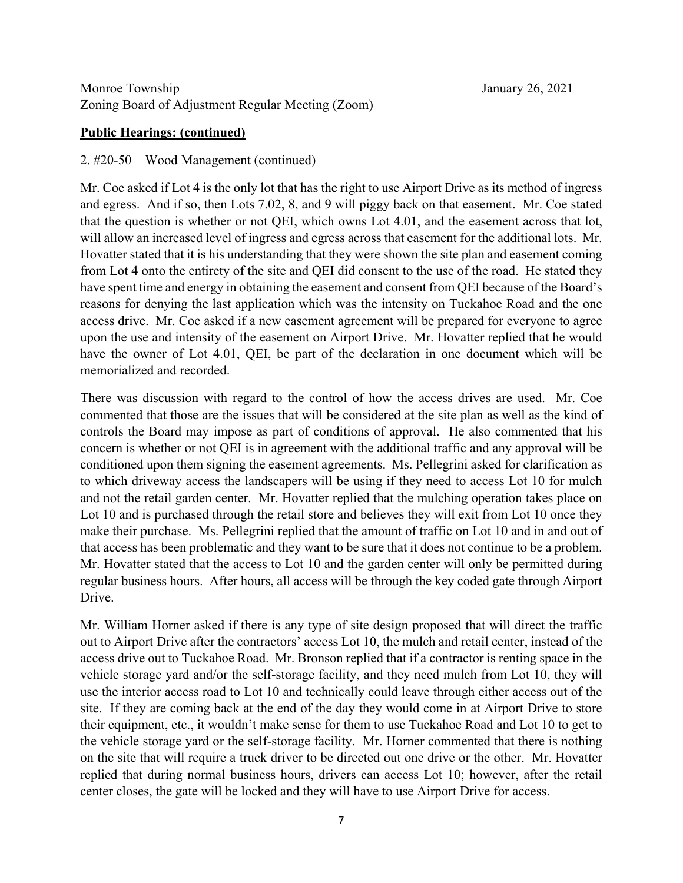Monroe Township  
Zoning Board of Adjustment Regular Meeting (Zoom)  
January 26, 2021

**Public Hearings: (continued)**

2. #20-50 – Wood Management (continued)

Mr. Coe asked if Lot 4 is the only lot that has the right to use Airport Drive as its method of ingress and egress. And if so, then Lots 7.02, 8, and 9 will piggy back on that easement. Mr. Coe stated that the question is whether or not QEI, which owns Lot 4.01, and the easement across that lot, will allow an increased level of ingress and egress across that easement for the additional lots. Mr. Hovatter stated that it is his understanding that they were shown the site plan and easement coming from Lot 4 onto the entirety of the site and QEI did consent to the use of the road. He stated they have spent time and energy in obtaining the easement and consent from QEI because of the Board's reasons for denying the last application which was the intensity on Tuckahoe Road and the one access drive. Mr. Coe asked if a new easement agreement will be prepared for everyone to agree upon the use and intensity of the easement on Airport Drive. Mr. Hovatter replied that he would have the owner of Lot 4.01, QEI, be part of the declaration in one document which will be memorialized and recorded.

There was discussion with regard to the control of how the access drives are used. Mr. Coe commented that those are the issues that will be considered at the site plan as well as the kind of controls the Board may impose as part of conditions of approval. He also commented that his concern is whether or not QEI is in agreement with the additional traffic and any approval will be conditioned upon them signing the easement agreements. Ms. Pellegrini asked for clarification as to which driveway access the landscapers will be using if they need to access Lot 10 for mulch and not the retail garden center. Mr. Hovatter replied that the mulching operation takes place on Lot 10 and is purchased through the retail store and believes they will exit from Lot 10 once they make their purchase. Ms. Pellegrini replied that the amount of traffic on Lot 10 and in and out of that access has been problematic and they want to be sure that it does not continue to be a problem. Mr. Hovatter stated that the access to Lot 10 and the garden center will only be permitted during regular business hours. After hours, all access will be through the key coded gate through Airport Drive.

Mr. William Horner asked if there is any type of site design proposed that will direct the traffic out to Airport Drive after the contractors' access Lot 10, the mulch and retail center, instead of the access drive out to Tuckahoe Road. Mr. Bronson replied that if a contractor is renting space in the vehicle storage yard and/or the self-storage facility, and they need mulch from Lot 10, they will use the interior access road to Lot 10 and technically could leave through either access out of the site. If they are coming back at the end of the day they would come in at Airport Drive to store their equipment, etc., it wouldn't make sense for them to use Tuckahoe Road and Lot 10 to get to the vehicle storage yard or the self-storage facility. Mr. Horner commented that there is nothing on the site that will require a truck driver to be directed out one drive or the other. Mr. Hovatter replied that during normal business hours, drivers can access Lot 10; however, after the retail center closes, the gate will be locked and they will have to use Airport Drive for access.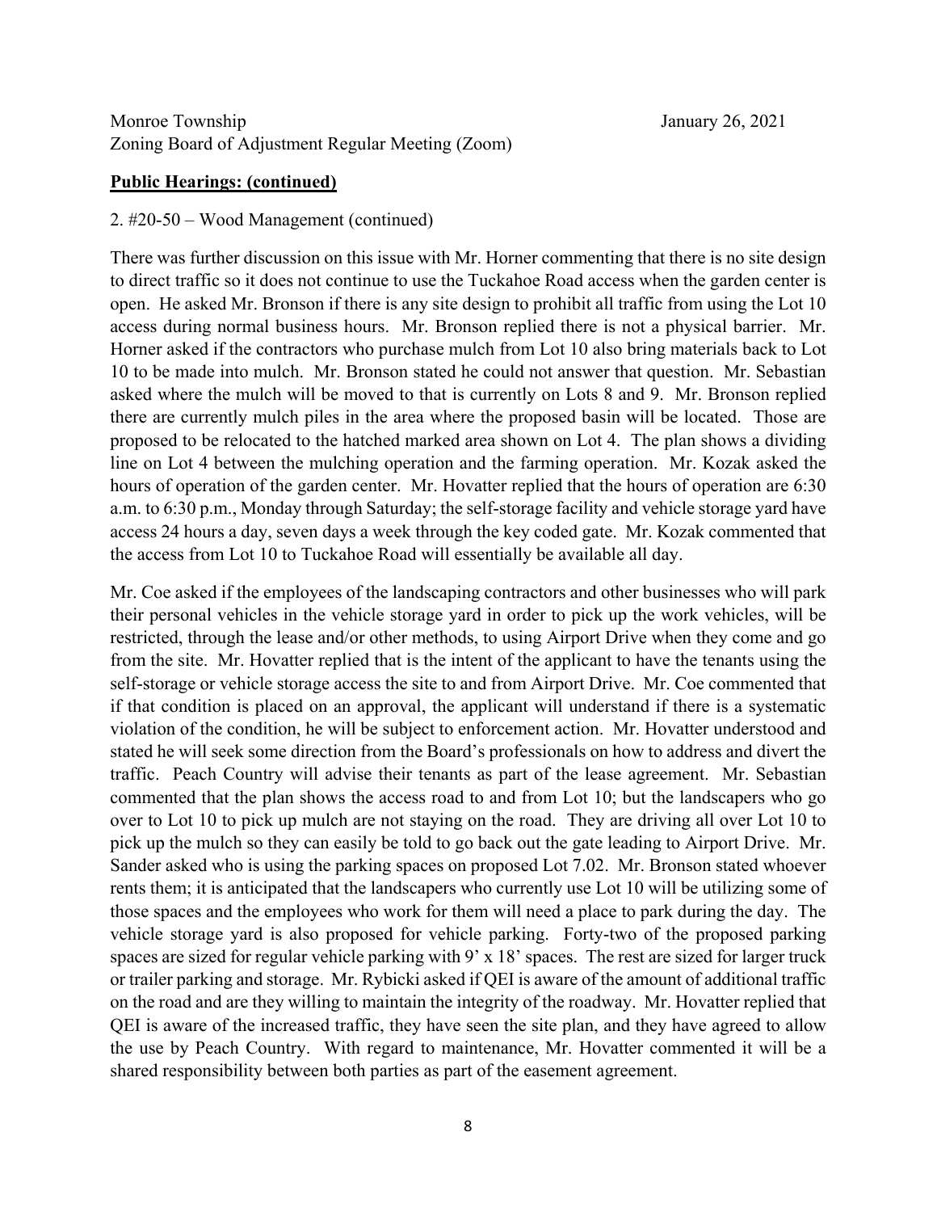Monroe Township	January 26, 2021
Zoning Board of Adjustment Regular Meeting (Zoom)

**Public Hearings: (continued)**

2. #20-50 – Wood Management (continued)

There was further discussion on this issue with Mr. Horner commenting that there is no site design to direct traffic so it does not continue to use the Tuckahoe Road access when the garden center is open. He asked Mr. Bronson if there is any site design to prohibit all traffic from using the Lot 10 access during normal business hours. Mr. Bronson replied there is not a physical barrier. Mr. Horner asked if the contractors who purchase mulch from Lot 10 also bring materials back to Lot 10 to be made into mulch. Mr. Bronson stated he could not answer that question. Mr. Sebastian asked where the mulch will be moved to that is currently on Lots 8 and 9. Mr. Bronson replied there are currently mulch piles in the area where the proposed basin will be located. Those are proposed to be relocated to the hatched marked area shown on Lot 4. The plan shows a dividing line on Lot 4 between the mulching operation and the farming operation. Mr. Kozak asked the hours of operation of the garden center. Mr. Hovatter replied that the hours of operation are 6:30 a.m. to 6:30 p.m., Monday through Saturday; the self-storage facility and vehicle storage yard have access 24 hours a day, seven days a week through the key coded gate. Mr. Kozak commented that the access from Lot 10 to Tuckahoe Road will essentially be available all day.

Mr. Coe asked if the employees of the landscaping contractors and other businesses who will park their personal vehicles in the vehicle storage yard in order to pick up the work vehicles, will be restricted, through the lease and/or other methods, to using Airport Drive when they come and go from the site. Mr. Hovatter replied that is the intent of the applicant to have the tenants using the self-storage or vehicle storage access the site to and from Airport Drive. Mr. Coe commented that if that condition is placed on an approval, the applicant will understand if there is a systematic violation of the condition, he will be subject to enforcement action. Mr. Hovatter understood and stated he will seek some direction from the Board's professionals on how to address and divert the traffic. Peach Country will advise their tenants as part of the lease agreement. Mr. Sebastian commented that the plan shows the access road to and from Lot 10; but the landscapers who go over to Lot 10 to pick up mulch are not staying on the road. They are driving all over Lot 10 to pick up the mulch so they can easily be told to go back out the gate leading to Airport Drive. Mr. Sander asked who is using the parking spaces on proposed Lot 7.02. Mr. Bronson stated whoever rents them; it is anticipated that the landscapers who currently use Lot 10 will be utilizing some of those spaces and the employees who work for them will need a place to park during the day. The vehicle storage yard is also proposed for vehicle parking. Forty-two of the proposed parking spaces are sized for regular vehicle parking with 9' x 18' spaces. The rest are sized for larger truck or trailer parking and storage. Mr. Rybicki asked if QEI is aware of the amount of additional traffic on the road and are they willing to maintain the integrity of the roadway. Mr. Hovatter replied that QEI is aware of the increased traffic, they have seen the site plan, and they have agreed to allow the use by Peach Country. With regard to maintenance, Mr. Hovatter commented it will be a shared responsibility between both parties as part of the easement agreement.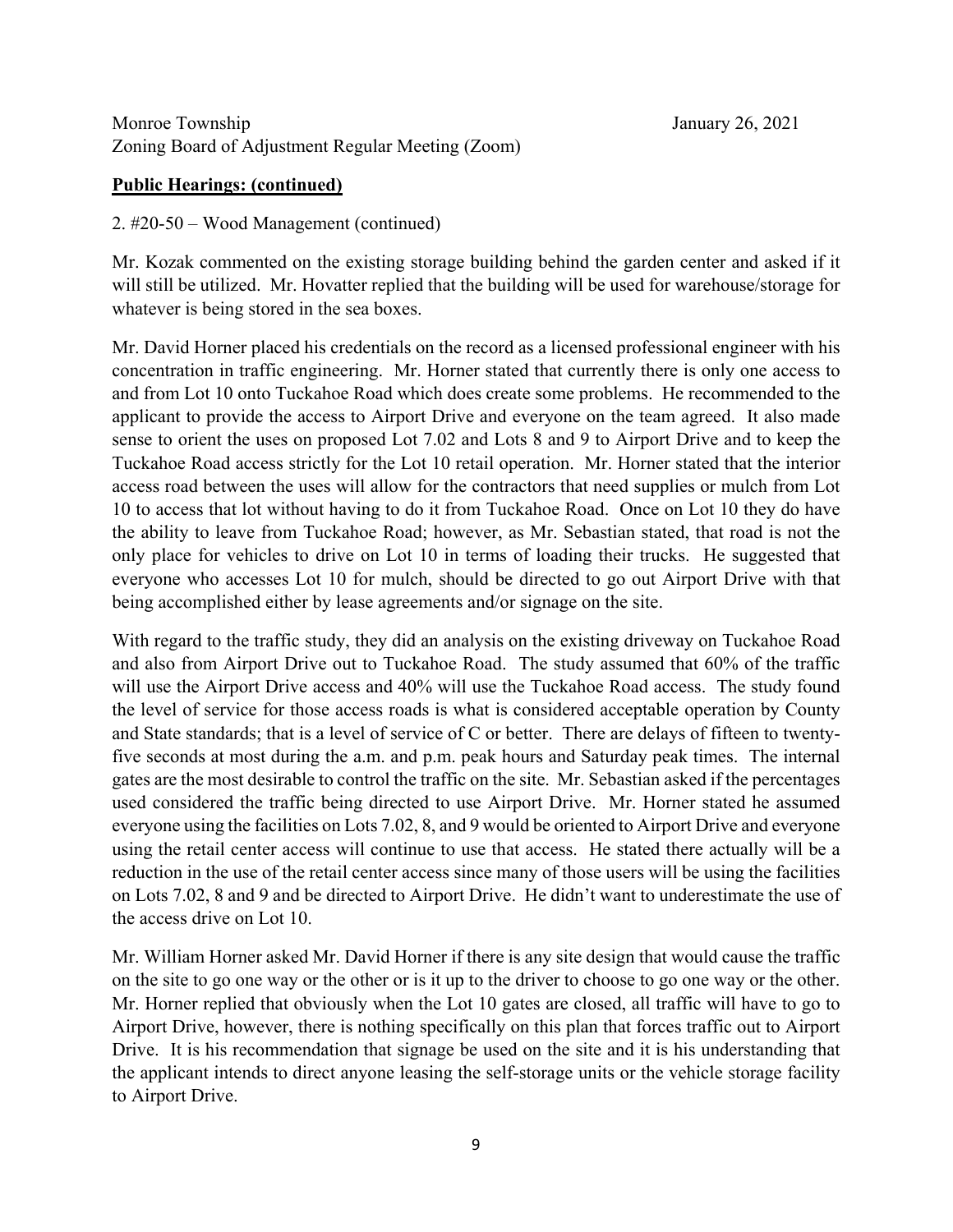Monroe Township January 26, 2021
Zoning Board of Adjustment Regular Meeting (Zoom)

**Public Hearings: (continued)**

2. #20-50 – Wood Management (continued)

Mr. Kozak commented on the existing storage building behind the garden center and asked if it will still be utilized. Mr. Hovatter replied that the building will be used for warehouse/storage for whatever is being stored in the sea boxes.

Mr. David Horner placed his credentials on the record as a licensed professional engineer with his concentration in traffic engineering. Mr. Horner stated that currently there is only one access to and from Lot 10 onto Tuckahoe Road which does create some problems. He recommended to the applicant to provide the access to Airport Drive and everyone on the team agreed. It also made sense to orient the uses on proposed Lot 7.02 and Lots 8 and 9 to Airport Drive and to keep the Tuckahoe Road access strictly for the Lot 10 retail operation. Mr. Horner stated that the interior access road between the uses will allow for the contractors that need supplies or mulch from Lot 10 to access that lot without having to do it from Tuckahoe Road. Once on Lot 10 they do have the ability to leave from Tuckahoe Road; however, as Mr. Sebastian stated, that road is not the only place for vehicles to drive on Lot 10 in terms of loading their trucks. He suggested that everyone who accesses Lot 10 for mulch, should be directed to go out Airport Drive with that being accomplished either by lease agreements and/or signage on the site.

With regard to the traffic study, they did an analysis on the existing driveway on Tuckahoe Road and also from Airport Drive out to Tuckahoe Road. The study assumed that 60% of the traffic will use the Airport Drive access and 40% will use the Tuckahoe Road access. The study found the level of service for those access roads is what is considered acceptable operation by County and State standards; that is a level of service of C or better. There are delays of fifteen to twenty-five seconds at most during the a.m. and p.m. peak hours and Saturday peak times. The internal gates are the most desirable to control the traffic on the site. Mr. Sebastian asked if the percentages used considered the traffic being directed to use Airport Drive. Mr. Horner stated he assumed everyone using the facilities on Lots 7.02, 8, and 9 would be oriented to Airport Drive and everyone using the retail center access will continue to use that access. He stated there actually will be a reduction in the use of the retail center access since many of those users will be using the facilities on Lots 7.02, 8 and 9 and be directed to Airport Drive. He didn't want to underestimate the use of the access drive on Lot 10.

Mr. William Horner asked Mr. David Horner if there is any site design that would cause the traffic on the site to go one way or the other or is it up to the driver to choose to go one way or the other. Mr. Horner replied that obviously when the Lot 10 gates are closed, all traffic will have to go to Airport Drive, however, there is nothing specifically on this plan that forces traffic out to Airport Drive. It is his recommendation that signage be used on the site and it is his understanding that the applicant intends to direct anyone leasing the self-storage units or the vehicle storage facility to Airport Drive.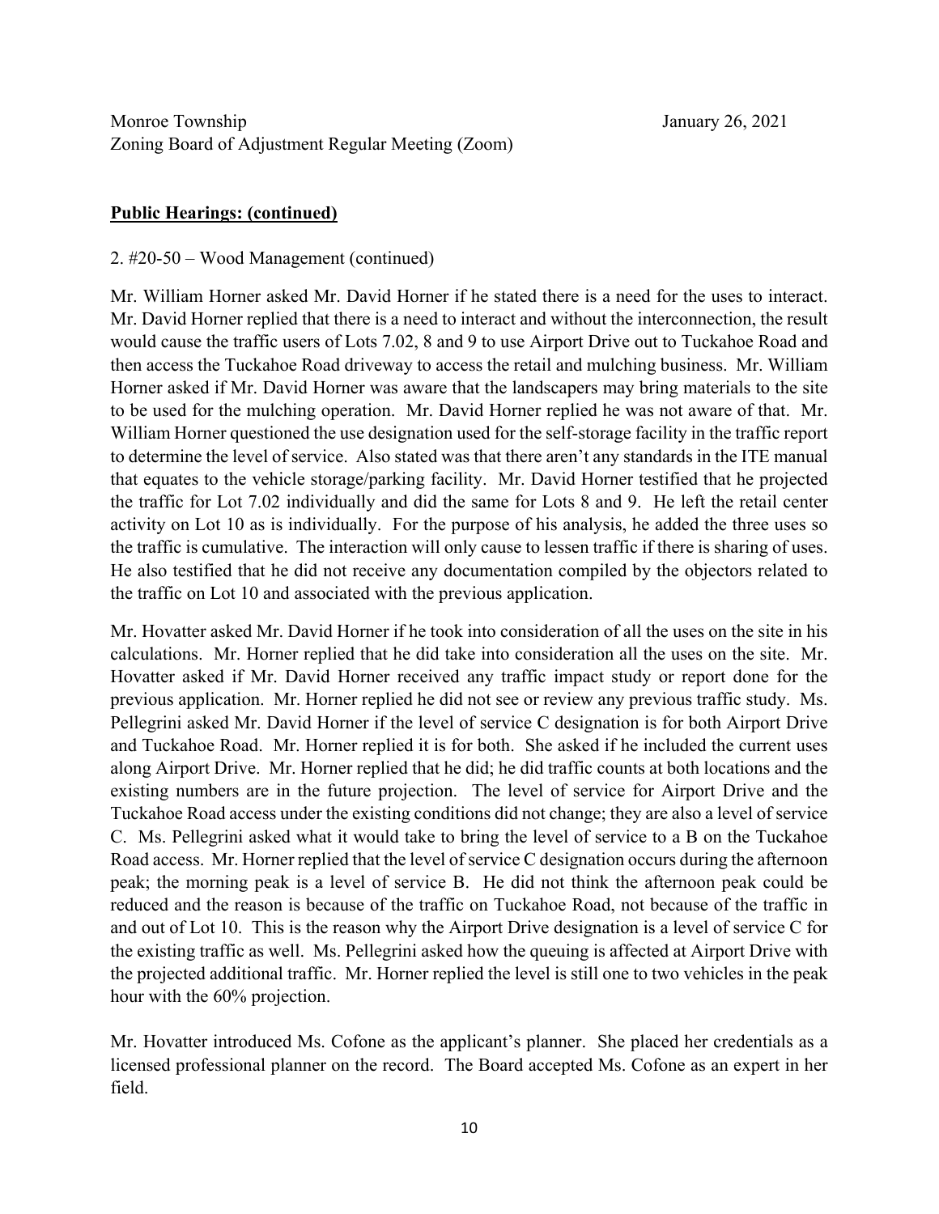Monroe Township January 26, 2021
Zoning Board of Adjustment Regular Meeting (Zoom)

**Public Hearings: (continued)**

2. #20-50 – Wood Management (continued)

Mr. William Horner asked Mr. David Horner if he stated there is a need for the uses to interact. Mr. David Horner replied that there is a need to interact and without the interconnection, the result would cause the traffic users of Lots 7.02, 8 and 9 to use Airport Drive out to Tuckahoe Road and then access the Tuckahoe Road driveway to access the retail and mulching business. Mr. William Horner asked if Mr. David Horner was aware that the landscapers may bring materials to the site to be used for the mulching operation. Mr. David Horner replied he was not aware of that. Mr. William Horner questioned the use designation used for the self-storage facility in the traffic report to determine the level of service. Also stated was that there aren't any standards in the ITE manual that equates to the vehicle storage/parking facility. Mr. David Horner testified that he projected the traffic for Lot 7.02 individually and did the same for Lots 8 and 9. He left the retail center activity on Lot 10 as is individually. For the purpose of his analysis, he added the three uses so the traffic is cumulative. The interaction will only cause to lessen traffic if there is sharing of uses. He also testified that he did not receive any documentation compiled by the objectors related to the traffic on Lot 10 and associated with the previous application.

Mr. Hovatter asked Mr. David Horner if he took into consideration of all the uses on the site in his calculations. Mr. Horner replied that he did take into consideration all the uses on the site. Mr. Hovatter asked if Mr. David Horner received any traffic impact study or report done for the previous application. Mr. Horner replied he did not see or review any previous traffic study. Ms. Pellegrini asked Mr. David Horner if the level of service C designation is for both Airport Drive and Tuckahoe Road. Mr. Horner replied it is for both. She asked if he included the current uses along Airport Drive. Mr. Horner replied that he did; he did traffic counts at both locations and the existing numbers are in the future projection. The level of service for Airport Drive and the Tuckahoe Road access under the existing conditions did not change; they are also a level of service C. Ms. Pellegrini asked what it would take to bring the level of service to a B on the Tuckahoe Road access. Mr. Horner replied that the level of service C designation occurs during the afternoon peak; the morning peak is a level of service B. He did not think the afternoon peak could be reduced and the reason is because of the traffic on Tuckahoe Road, not because of the traffic in and out of Lot 10. This is the reason why the Airport Drive designation is a level of service C for the existing traffic as well. Ms. Pellegrini asked how the queuing is affected at Airport Drive with the projected additional traffic. Mr. Horner replied the level is still one to two vehicles in the peak hour with the 60% projection.

Mr. Hovatter introduced Ms. Cofone as the applicant's planner. She placed her credentials as a licensed professional planner on the record. The Board accepted Ms. Cofone as an expert in her field.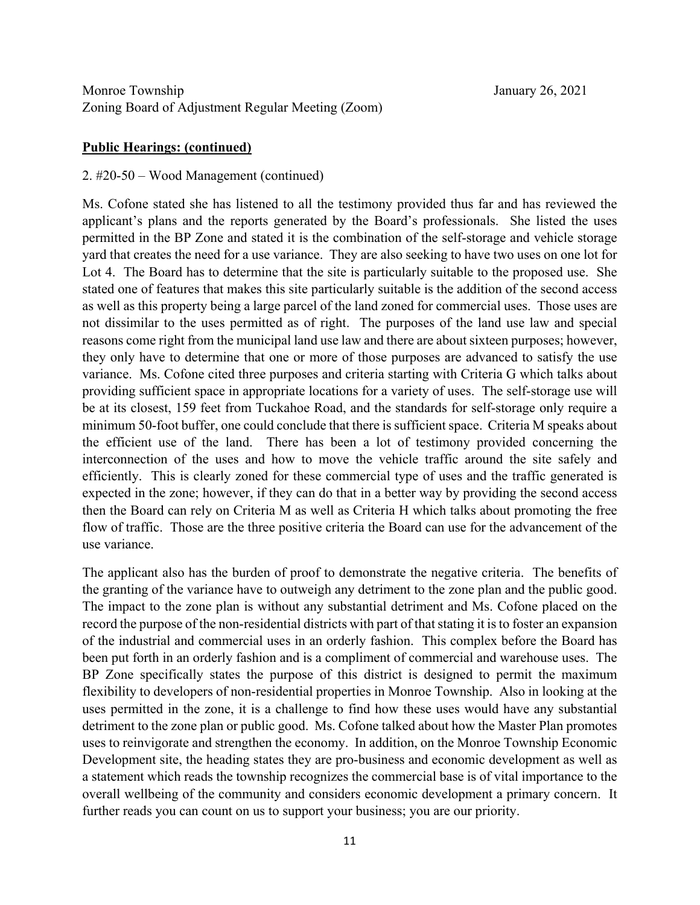Monroe Township January 26, 2021
Zoning Board of Adjustment Regular Meeting (Zoom)

**Public Hearings: (continued)**

2. #20-50 – Wood Management (continued)

Ms. Cofone stated she has listened to all the testimony provided thus far and has reviewed the applicant's plans and the reports generated by the Board's professionals. She listed the uses permitted in the BP Zone and stated it is the combination of the self-storage and vehicle storage yard that creates the need for a use variance. They are also seeking to have two uses on one lot for Lot 4. The Board has to determine that the site is particularly suitable to the proposed use. She stated one of features that makes this site particularly suitable is the addition of the second access as well as this property being a large parcel of the land zoned for commercial uses. Those uses are not dissimilar to the uses permitted as of right. The purposes of the land use law and special reasons come right from the municipal land use law and there are about sixteen purposes; however, they only have to determine that one or more of those purposes are advanced to satisfy the use variance. Ms. Cofone cited three purposes and criteria starting with Criteria G which talks about providing sufficient space in appropriate locations for a variety of uses. The self-storage use will be at its closest, 159 feet from Tuckahoe Road, and the standards for self-storage only require a minimum 50-foot buffer, one could conclude that there is sufficient space. Criteria M speaks about the efficient use of the land. There has been a lot of testimony provided concerning the interconnection of the uses and how to move the vehicle traffic around the site safely and efficiently. This is clearly zoned for these commercial type of uses and the traffic generated is expected in the zone; however, if they can do that in a better way by providing the second access then the Board can rely on Criteria M as well as Criteria H which talks about promoting the free flow of traffic. Those are the three positive criteria the Board can use for the advancement of the use variance.

The applicant also has the burden of proof to demonstrate the negative criteria. The benefits of the granting of the variance have to outweigh any detriment to the zone plan and the public good. The impact to the zone plan is without any substantial detriment and Ms. Cofone placed on the record the purpose of the non-residential districts with part of that stating it is to foster an expansion of the industrial and commercial uses in an orderly fashion. This complex before the Board has been put forth in an orderly fashion and is a compliment of commercial and warehouse uses. The BP Zone specifically states the purpose of this district is designed to permit the maximum flexibility to developers of non-residential properties in Monroe Township. Also in looking at the uses permitted in the zone, it is a challenge to find how these uses would have any substantial detriment to the zone plan or public good. Ms. Cofone talked about how the Master Plan promotes uses to reinvigorate and strengthen the economy. In addition, on the Monroe Township Economic Development site, the heading states they are pro-business and economic development as well as a statement which reads the township recognizes the commercial base is of vital importance to the overall wellbeing of the community and considers economic development a primary concern. It further reads you can count on us to support your business; you are our priority.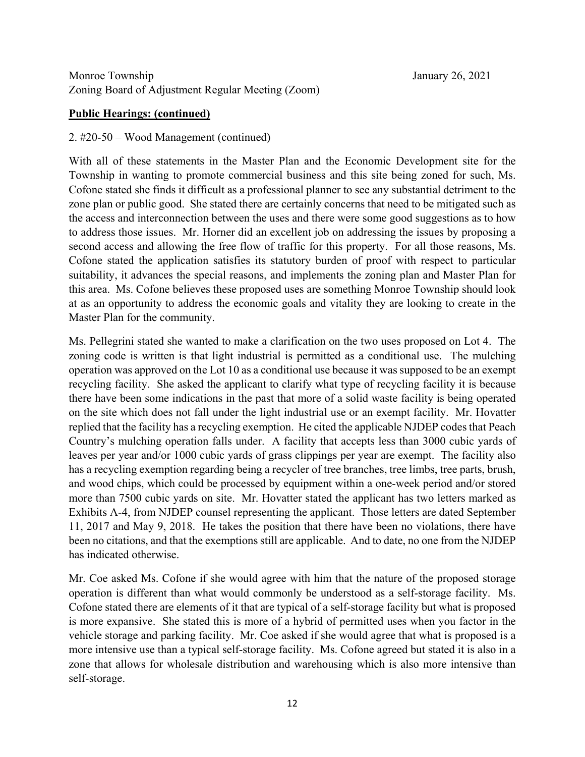Monroe Township January 26, 2021
Zoning Board of Adjustment Regular Meeting (Zoom)

**Public Hearings: (continued)**

2. #20-50 – Wood Management (continued)

With all of these statements in the Master Plan and the Economic Development site for the Township in wanting to promote commercial business and this site being zoned for such, Ms. Cofone stated she finds it difficult as a professional planner to see any substantial detriment to the zone plan or public good. She stated there are certainly concerns that need to be mitigated such as the access and interconnection between the uses and there were some good suggestions as to how to address those issues. Mr. Horner did an excellent job on addressing the issues by proposing a second access and allowing the free flow of traffic for this property. For all those reasons, Ms. Cofone stated the application satisfies its statutory burden of proof with respect to particular suitability, it advances the special reasons, and implements the zoning plan and Master Plan for this area. Ms. Cofone believes these proposed uses are something Monroe Township should look at as an opportunity to address the economic goals and vitality they are looking to create in the Master Plan for the community.

Ms. Pellegrini stated she wanted to make a clarification on the two uses proposed on Lot 4. The zoning code is written is that light industrial is permitted as a conditional use. The mulching operation was approved on the Lot 10 as a conditional use because it was supposed to be an exempt recycling facility. She asked the applicant to clarify what type of recycling facility it is because there have been some indications in the past that more of a solid waste facility is being operated on the site which does not fall under the light industrial use or an exempt facility. Mr. Hovatter replied that the facility has a recycling exemption. He cited the applicable NJDEP codes that Peach Country's mulching operation falls under. A facility that accepts less than 3000 cubic yards of leaves per year and/or 1000 cubic yards of grass clippings per year are exempt. The facility also has a recycling exemption regarding being a recycler of tree branches, tree limbs, tree parts, brush, and wood chips, which could be processed by equipment within a one-week period and/or stored more than 7500 cubic yards on site. Mr. Hovatter stated the applicant has two letters marked as Exhibits A-4, from NJDEP counsel representing the applicant. Those letters are dated September 11, 2017 and May 9, 2018. He takes the position that there have been no violations, there have been no citations, and that the exemptions still are applicable. And to date, no one from the NJDEP has indicated otherwise.

Mr. Coe asked Ms. Cofone if she would agree with him that the nature of the proposed storage operation is different than what would commonly be understood as a self-storage facility. Ms. Cofone stated there are elements of it that are typical of a self-storage facility but what is proposed is more expansive. She stated this is more of a hybrid of permitted uses when you factor in the vehicle storage and parking facility. Mr. Coe asked if she would agree that what is proposed is a more intensive use than a typical self-storage facility. Ms. Cofone agreed but stated it is also in a zone that allows for wholesale distribution and warehousing which is also more intensive than self-storage.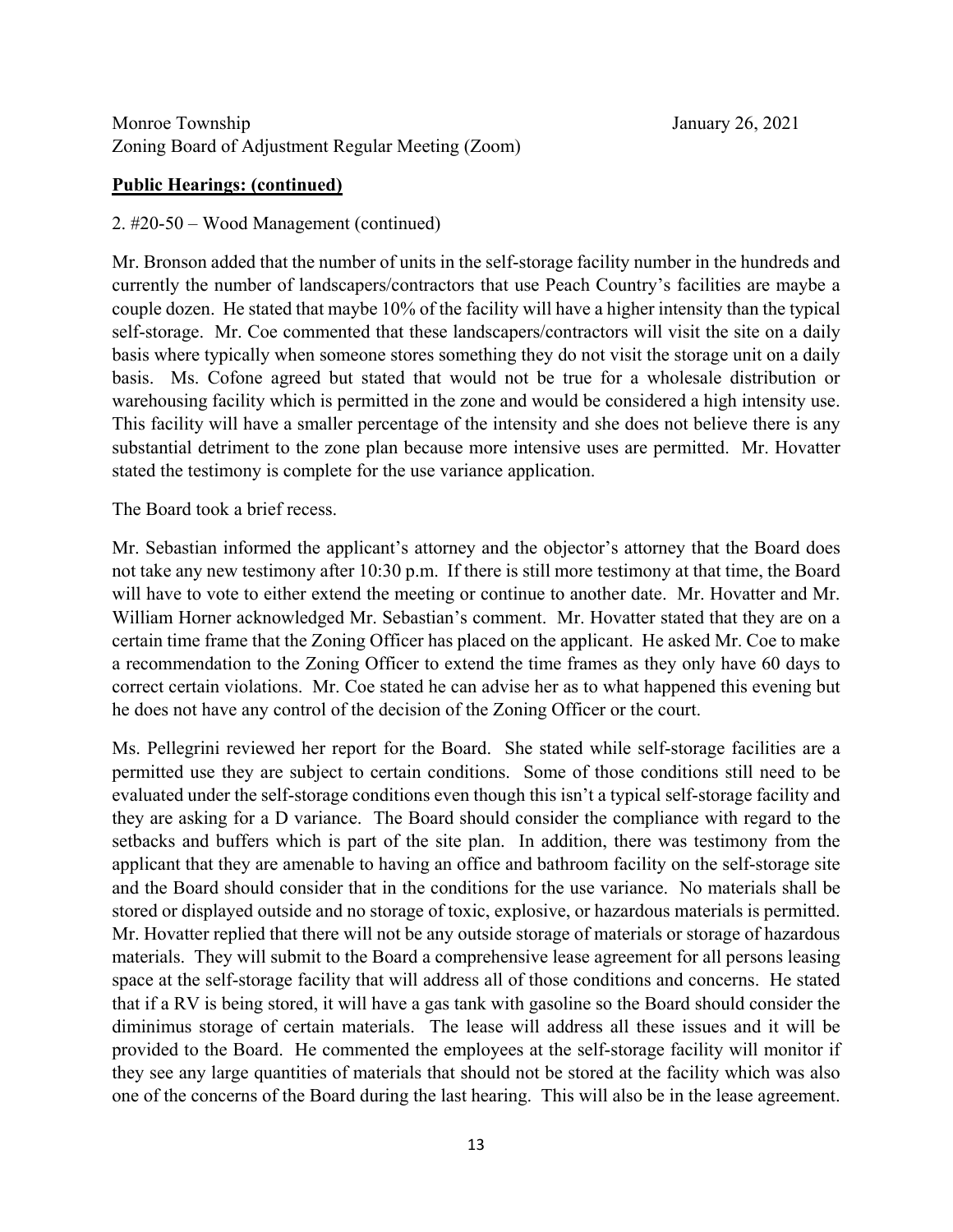Monroe Township
Zoning Board of Adjustment Regular Meeting (Zoom)

January 26, 2021

**Public Hearings: (continued)**

2. #20-50 – Wood Management (continued)

Mr. Bronson added that the number of units in the self-storage facility number in the hundreds and currently the number of landscapers/contractors that use Peach Country's facilities are maybe a couple dozen. He stated that maybe 10% of the facility will have a higher intensity than the typical self-storage. Mr. Coe commented that these landscapers/contractors will visit the site on a daily basis where typically when someone stores something they do not visit the storage unit on a daily basis. Ms. Cofone agreed but stated that would not be true for a wholesale distribution or warehousing facility which is permitted in the zone and would be considered a high intensity use. This facility will have a smaller percentage of the intensity and she does not believe there is any substantial detriment to the zone plan because more intensive uses are permitted. Mr. Hovatter stated the testimony is complete for the use variance application.

The Board took a brief recess.

Mr. Sebastian informed the applicant's attorney and the objector's attorney that the Board does not take any new testimony after 10:30 p.m. If there is still more testimony at that time, the Board will have to vote to either extend the meeting or continue to another date. Mr. Hovatter and Mr. William Horner acknowledged Mr. Sebastian's comment. Mr. Hovatter stated that they are on a certain time frame that the Zoning Officer has placed on the applicant. He asked Mr. Coe to make a recommendation to the Zoning Officer to extend the time frames as they only have 60 days to correct certain violations. Mr. Coe stated he can advise her as to what happened this evening but he does not have any control of the decision of the Zoning Officer or the court.

Ms. Pellegrini reviewed her report for the Board. She stated while self-storage facilities are a permitted use they are subject to certain conditions. Some of those conditions still need to be evaluated under the self-storage conditions even though this isn't a typical self-storage facility and they are asking for a D variance. The Board should consider the compliance with regard to the setbacks and buffers which is part of the site plan. In addition, there was testimony from the applicant that they are amenable to having an office and bathroom facility on the self-storage site and the Board should consider that in the conditions for the use variance. No materials shall be stored or displayed outside and no storage of toxic, explosive, or hazardous materials is permitted. Mr. Hovatter replied that there will not be any outside storage of materials or storage of hazardous materials. They will submit to the Board a comprehensive lease agreement for all persons leasing space at the self-storage facility that will address all of those conditions and concerns. He stated that if a RV is being stored, it will have a gas tank with gasoline so the Board should consider the diminimus storage of certain materials. The lease will address all these issues and it will be provided to the Board. He commented the employees at the self-storage facility will monitor if they see any large quantities of materials that should not be stored at the facility which was also one of the concerns of the Board during the last hearing. This will also be in the lease agreement.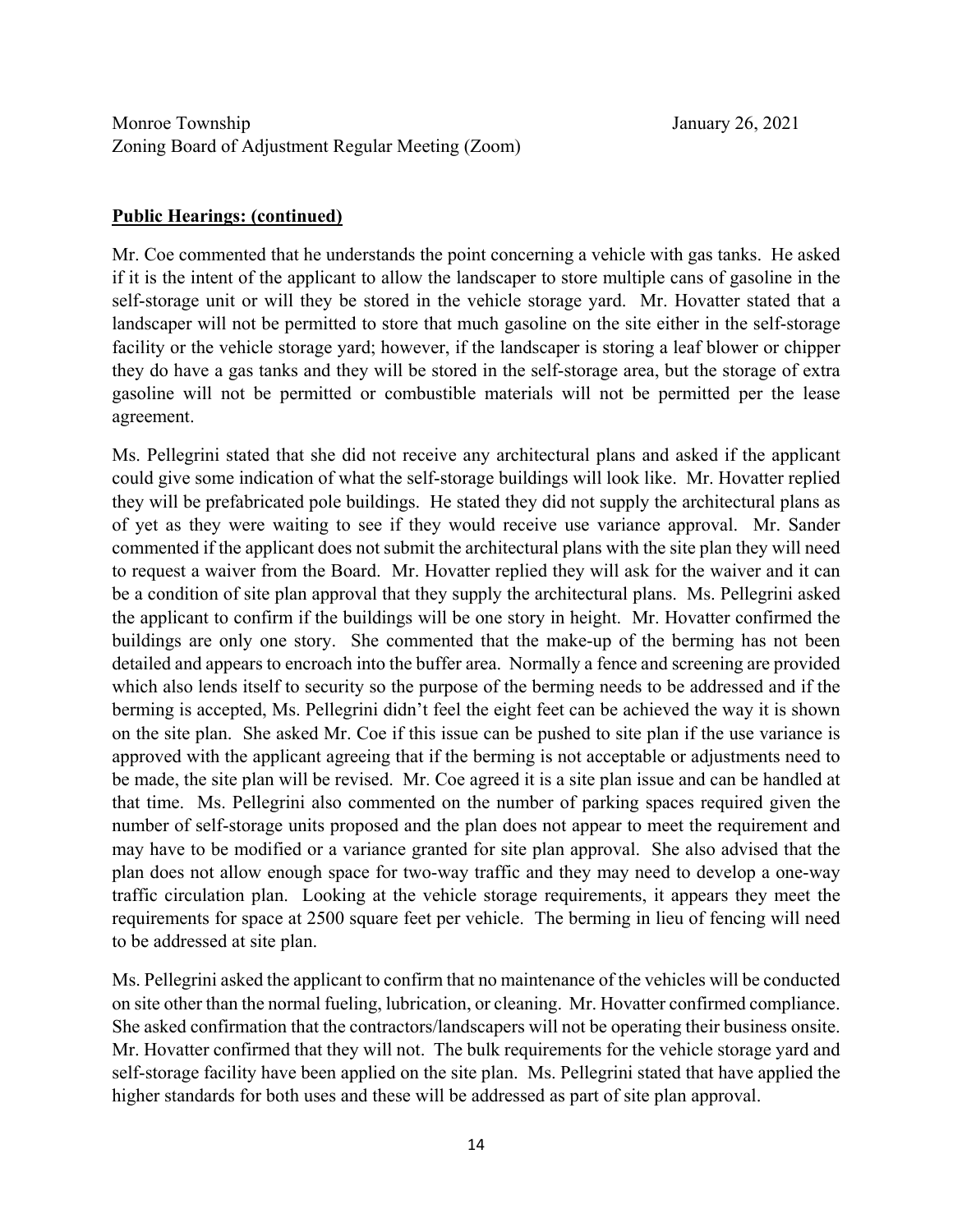**Public Hearings: (continued)**

Mr. Coe commented that he understands the point concerning a vehicle with gas tanks. He asked if it is the intent of the applicant to allow the landscaper to store multiple cans of gasoline in the self-storage unit or will they be stored in the vehicle storage yard. Mr. Hovatter stated that a landscaper will not be permitted to store that much gasoline on the site either in the self-storage facility or the vehicle storage yard; however, if the landscaper is storing a leaf blower or chipper they do have a gas tanks and they will be stored in the self-storage area, but the storage of extra gasoline will not be permitted or combustible materials will not be permitted per the lease agreement.

Ms. Pellegrini stated that she did not receive any architectural plans and asked if the applicant could give some indication of what the self-storage buildings will look like. Mr. Hovatter replied they will be prefabricated pole buildings. He stated they did not supply the architectural plans as of yet as they were waiting to see if they would receive use variance approval. Mr. Sander commented if the applicant does not submit the architectural plans with the site plan they will need to request a waiver from the Board. Mr. Hovatter replied they will ask for the waiver and it can be a condition of site plan approval that they supply the architectural plans. Ms. Pellegrini asked the applicant to confirm if the buildings will be one story in height. Mr. Hovatter confirmed the buildings are only one story. She commented that the make-up of the berming has not been detailed and appears to encroach into the buffer area. Normally a fence and screening are provided which also lends itself to security so the purpose of the berming needs to be addressed and if the berming is accepted, Ms. Pellegrini didn't feel the eight feet can be achieved the way it is shown on the site plan. She asked Mr. Coe if this issue can be pushed to site plan if the use variance is approved with the applicant agreeing that if the berming is not acceptable or adjustments need to be made, the site plan will be revised. Mr. Coe agreed it is a site plan issue and can be handled at that time. Ms. Pellegrini also commented on the number of parking spaces required given the number of self-storage units proposed and the plan does not appear to meet the requirement and may have to be modified or a variance granted for site plan approval. She also advised that the plan does not allow enough space for two-way traffic and they may need to develop a one-way traffic circulation plan. Looking at the vehicle storage requirements, it appears they meet the requirements for space at 2500 square feet per vehicle. The berming in lieu of fencing will need to be addressed at site plan.

Ms. Pellegrini asked the applicant to confirm that no maintenance of the vehicles will be conducted on site other than the normal fueling, lubrication, or cleaning. Mr. Hovatter confirmed compliance. She asked confirmation that the contractors/landscapers will not be operating their business onsite. Mr. Hovatter confirmed that they will not. The bulk requirements for the vehicle storage yard and self-storage facility have been applied on the site plan. Ms. Pellegrini stated that have applied the higher standards for both uses and these will be addressed as part of site plan approval.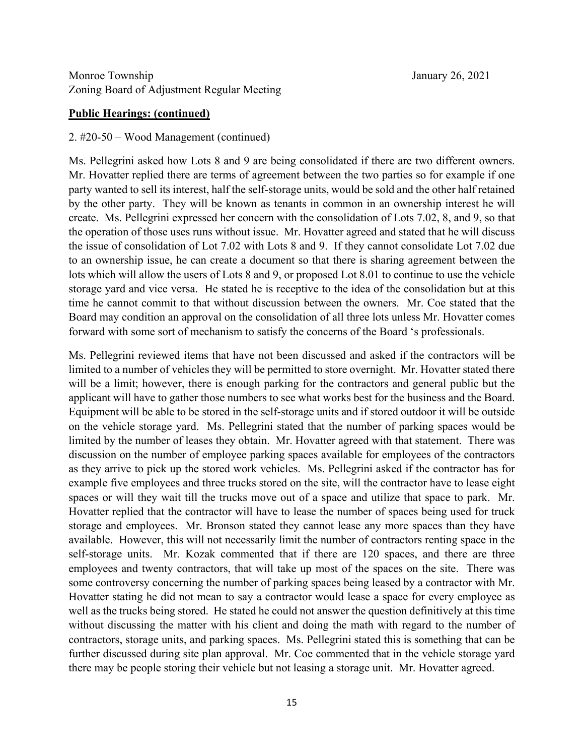**Public Hearings: (continued)**

2. #20-50 – Wood Management (continued)

Ms. Pellegrini asked how Lots 8 and 9 are being consolidated if there are two different owners. Mr. Hovatter replied there are terms of agreement between the two parties so for example if one party wanted to sell its interest, half the self-storage units, would be sold and the other half retained by the other party. They will be known as tenants in common in an ownership interest he will create. Ms. Pellegrini expressed her concern with the consolidation of Lots 7.02, 8, and 9, so that the operation of those uses runs without issue. Mr. Hovatter agreed and stated that he will discuss the issue of consolidation of Lot 7.02 with Lots 8 and 9. If they cannot consolidate Lot 7.02 due to an ownership issue, he can create a document so that there is sharing agreement between the lots which will allow the users of Lots 8 and 9, or proposed Lot 8.01 to continue to use the vehicle storage yard and vice versa. He stated he is receptive to the idea of the consolidation but at this time he cannot commit to that without discussion between the owners. Mr. Coe stated that the Board may condition an approval on the consolidation of all three lots unless Mr. Hovatter comes forward with some sort of mechanism to satisfy the concerns of the Board 's professionals.

Ms. Pellegrini reviewed items that have not been discussed and asked if the contractors will be limited to a number of vehicles they will be permitted to store overnight. Mr. Hovatter stated there will be a limit; however, there is enough parking for the contractors and general public but the applicant will have to gather those numbers to see what works best for the business and the Board. Equipment will be able to be stored in the self-storage units and if stored outdoor it will be outside on the vehicle storage yard. Ms. Pellegrini stated that the number of parking spaces would be limited by the number of leases they obtain. Mr. Hovatter agreed with that statement. There was discussion on the number of employee parking spaces available for employees of the contractors as they arrive to pick up the stored work vehicles. Ms. Pellegrini asked if the contractor has for example five employees and three trucks stored on the site, will the contractor have to lease eight spaces or will they wait till the trucks move out of a space and utilize that space to park. Mr. Hovatter replied that the contractor will have to lease the number of spaces being used for truck storage and employees. Mr. Bronson stated they cannot lease any more spaces than they have available. However, this will not necessarily limit the number of contractors renting space in the self-storage units. Mr. Kozak commented that if there are 120 spaces, and there are three employees and twenty contractors, that will take up most of the spaces on the site. There was some controversy concerning the number of parking spaces being leased by a contractor with Mr. Hovatter stating he did not mean to say a contractor would lease a space for every employee as well as the trucks being stored. He stated he could not answer the question definitively at this time without discussing the matter with his client and doing the math with regard to the number of contractors, storage units, and parking spaces. Ms. Pellegrini stated this is something that can be further discussed during site plan approval. Mr. Coe commented that in the vehicle storage yard there may be people storing their vehicle but not leasing a storage unit. Mr. Hovatter agreed.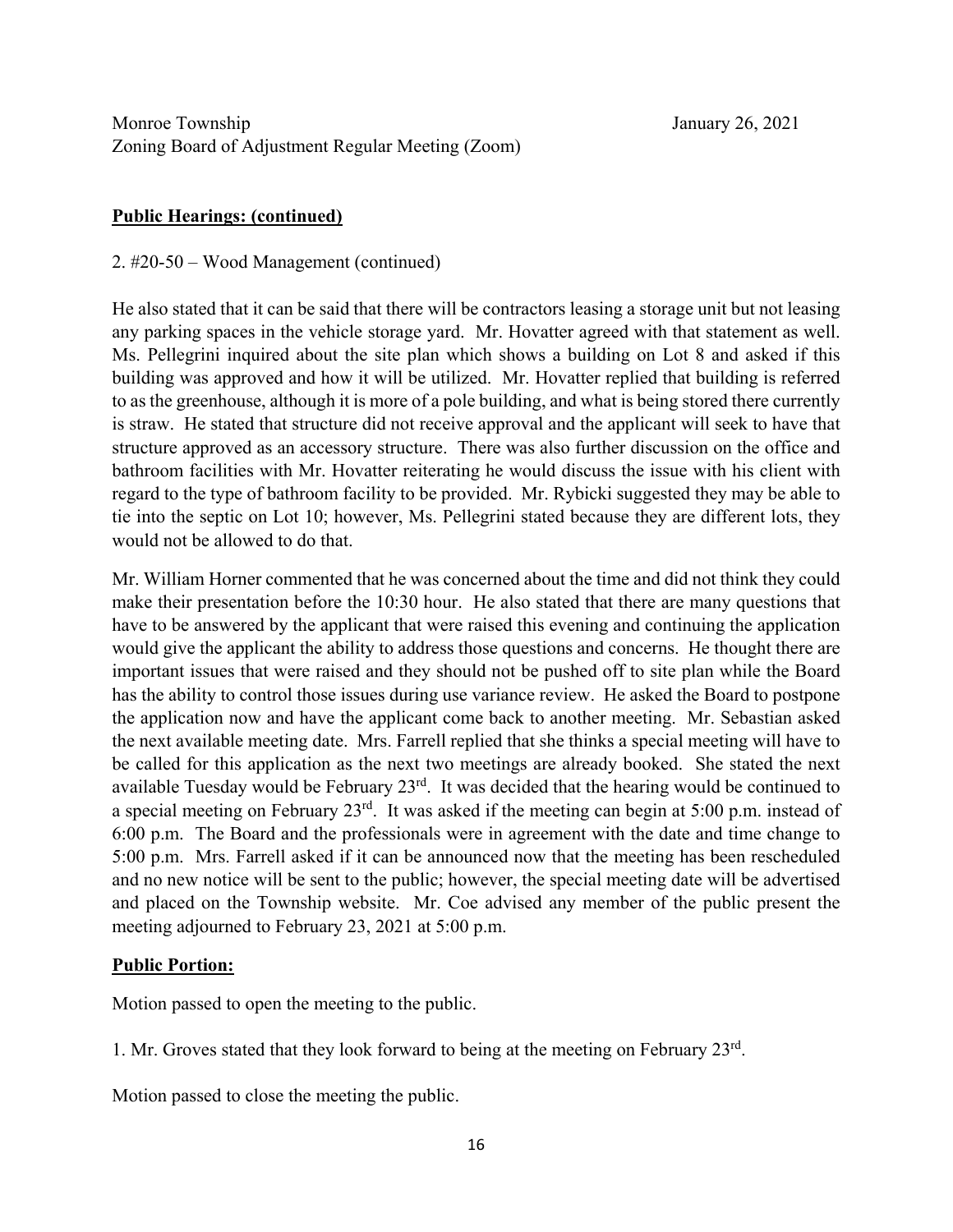Monroe Township January 26, 2021
Zoning Board of Adjustment Regular Meeting (Zoom)

**Public Hearings: (continued)**

2. #20-50 – Wood Management (continued)

He also stated that it can be said that there will be contractors leasing a storage unit but not leasing any parking spaces in the vehicle storage yard. Mr. Hovatter agreed with that statement as well. Ms. Pellegrini inquired about the site plan which shows a building on Lot 8 and asked if this building was approved and how it will be utilized. Mr. Hovatter replied that building is referred to as the greenhouse, although it is more of a pole building, and what is being stored there currently is straw. He stated that structure did not receive approval and the applicant will seek to have that structure approved as an accessory structure. There was also further discussion on the office and bathroom facilities with Mr. Hovatter reiterating he would discuss the issue with his client with regard to the type of bathroom facility to be provided. Mr. Rybicki suggested they may be able to tie into the septic on Lot 10; however, Ms. Pellegrini stated because they are different lots, they would not be allowed to do that.

Mr. William Horner commented that he was concerned about the time and did not think they could make their presentation before the 10:30 hour. He also stated that there are many questions that have to be answered by the applicant that were raised this evening and continuing the application would give the applicant the ability to address those questions and concerns. He thought there are important issues that were raised and they should not be pushed off to site plan while the Board has the ability to control those issues during use variance review. He asked the Board to postpone the application now and have the applicant come back to another meeting. Mr. Sebastian asked the next available meeting date. Mrs. Farrell replied that she thinks a special meeting will have to be called for this application as the next two meetings are already booked. She stated the next available Tuesday would be February 23rd. It was decided that the hearing would be continued to a special meeting on February 23rd. It was asked if the meeting can begin at 5:00 p.m. instead of 6:00 p.m. The Board and the professionals were in agreement with the date and time change to 5:00 p.m. Mrs. Farrell asked if it can be announced now that the meeting has been rescheduled and no new notice will be sent to the public; however, the special meeting date will be advertised and placed on the Township website. Mr. Coe advised any member of the public present the meeting adjourned to February 23, 2021 at 5:00 p.m.

**Public Portion:**

Motion passed to open the meeting to the public.

1. Mr. Groves stated that they look forward to being at the meeting on February 23rd.

Motion passed to close the meeting the public.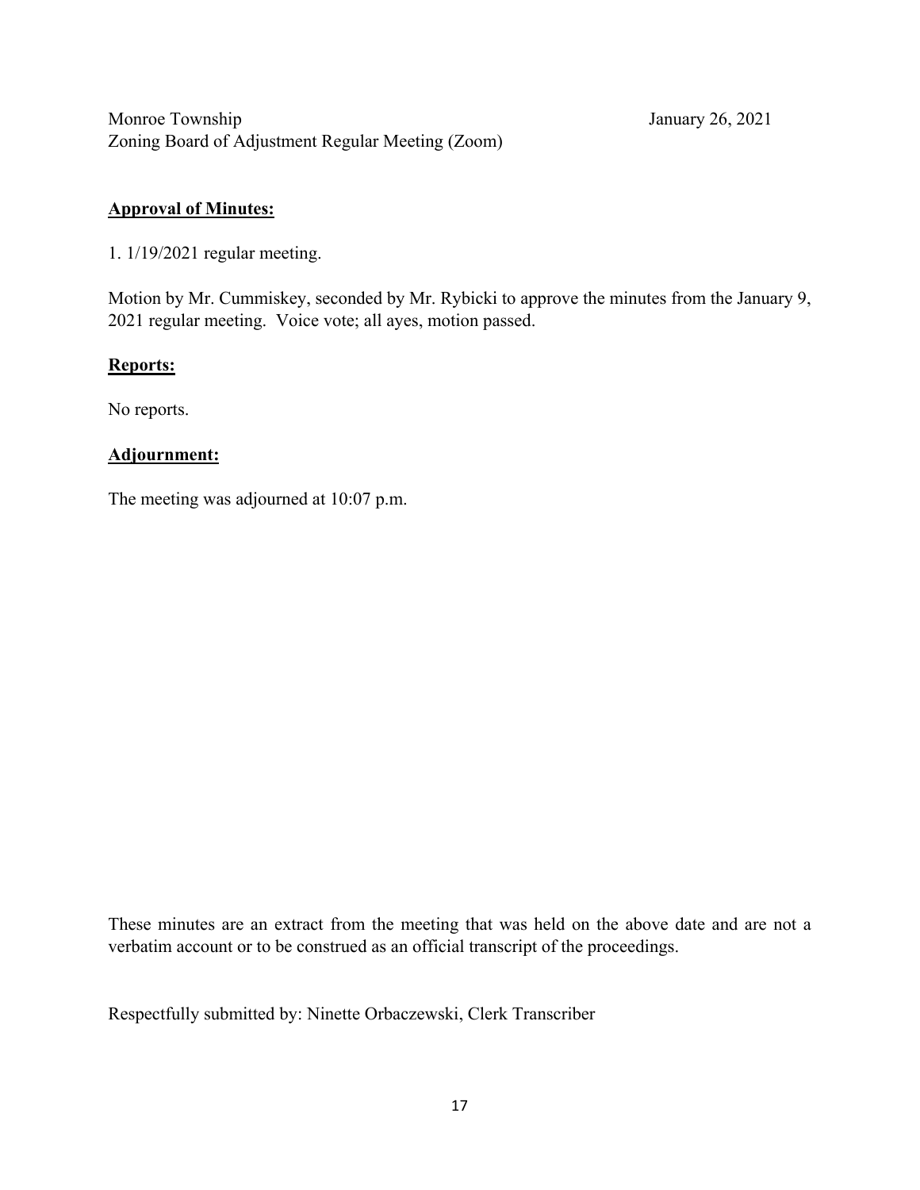Monroe Township
Zoning Board of Adjustment Regular Meeting (Zoom)

January 26, 2021

**Approval of Minutes:**

1. 1/19/2021 regular meeting.

Motion by Mr. Cummiskey, seconded by Mr. Rybicki to approve the minutes from the January 9, 2021 regular meeting. Voice vote; all ayes, motion passed.

**Reports:**

No reports.

**Adjournment:**

The meeting was adjourned at 10:07 p.m.

These minutes are an extract from the meeting that was held on the above date and are not a verbatim account or to be construed as an official transcript of the proceedings.

Respectfully submitted by: Ninette Orbaczewski, Clerk Transcriber